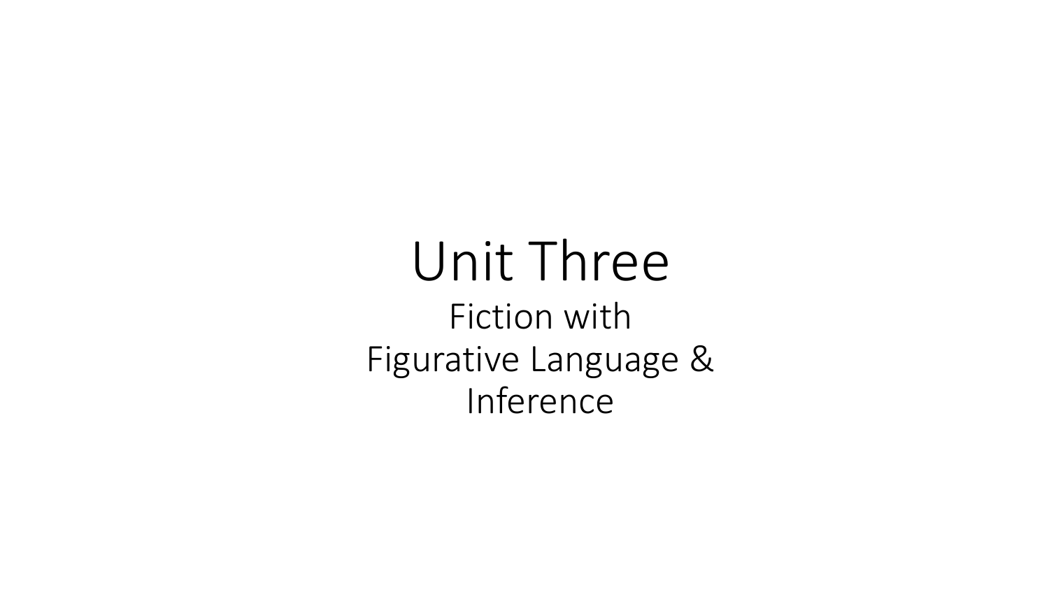# Unit Three

Fiction with
Figurative Language &
Inference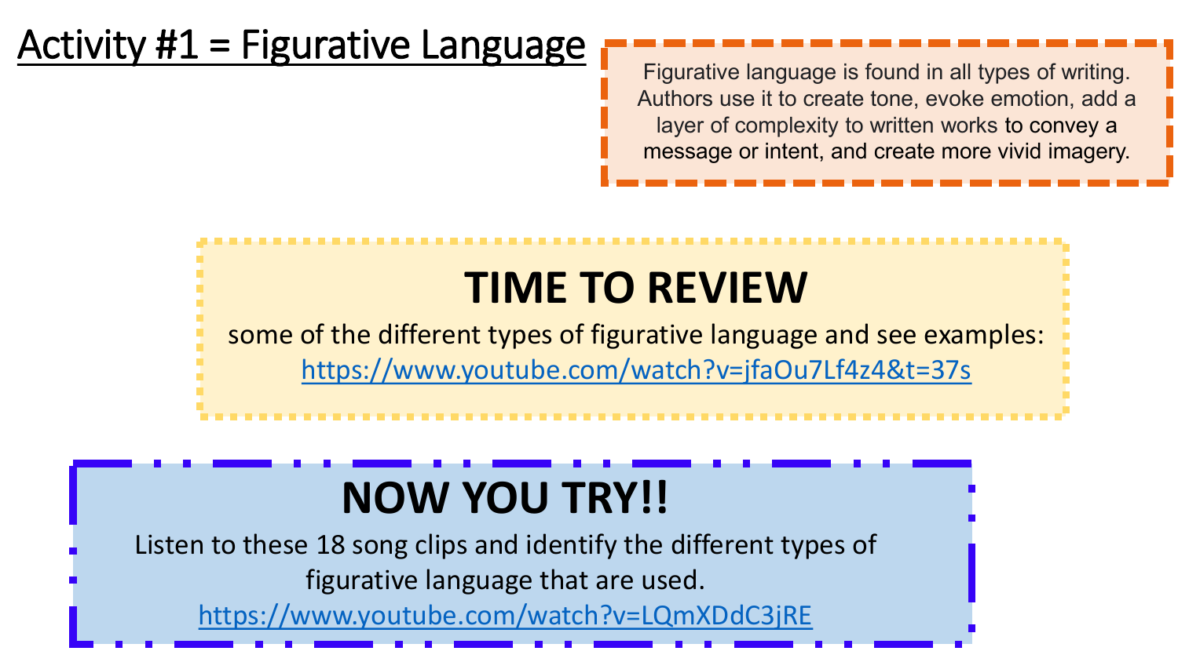# Activity #1 = Figurative Language

Figurative language is found in all types of writing. Authors use it to create tone, evoke emotion, add a layer of complexity to written works to convey a message or intent, and create more vivid imagery.

## TIME TO REVIEW

some of the different types of figurative language and see examples:
https://www.youtube.com/watch?v=jfaOu7Lf4z4&t=37s

## NOW YOU TRY!!

Listen to these 18 song clips and identify the different types of figurative language that are used.
https://www.youtube.com/watch?v=LQmXDdC3jRE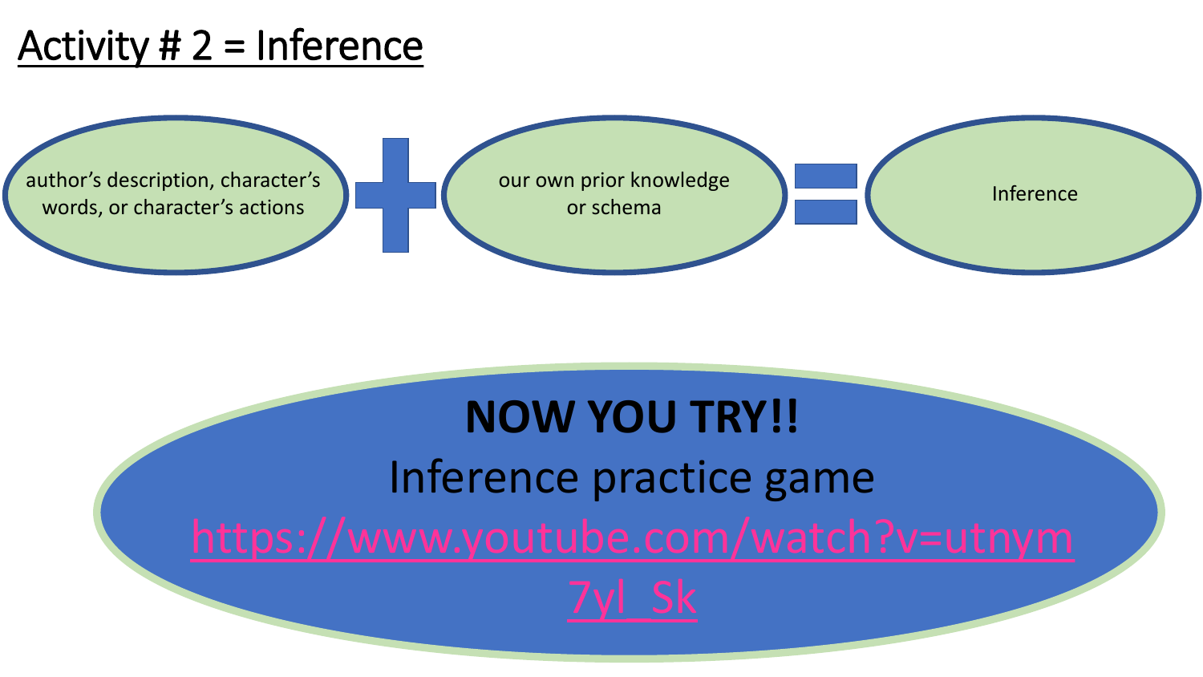# Activity # 2 = Inference

author's description, character's words, or character's actions + our own prior knowledge or schema = Inference

**NOW YOU TRY!!**

Inference practice game

https://www.youtube.com/watch?v=utnym7yl_Sk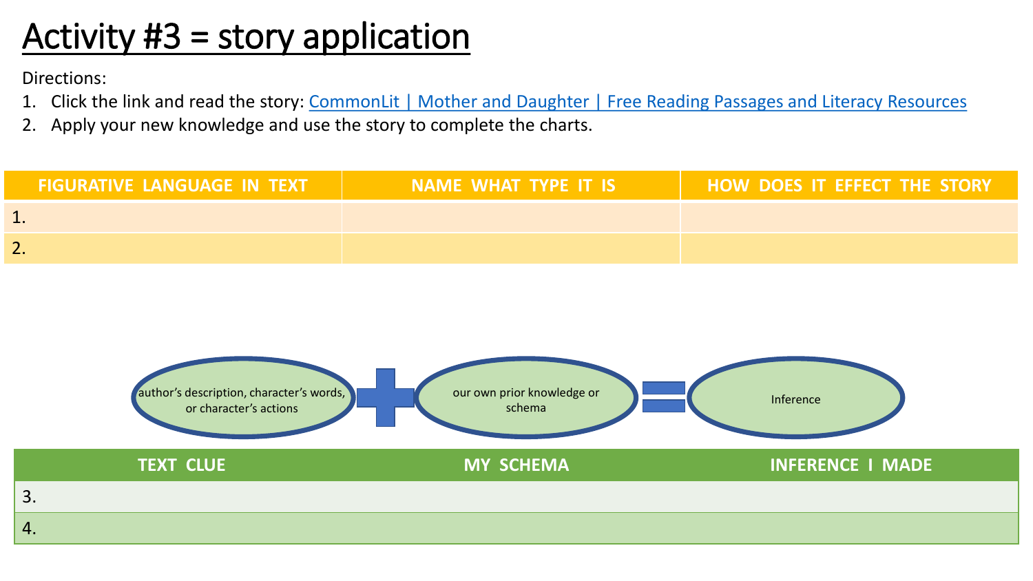# Activity #3 = story application

Directions:

1. Click the link and read the story: [CommonLit | Mother and Daughter | Free Reading Passages and Literacy Resources]
2. Apply your new knowledge and use the story to complete the charts.

| FIGURATIVE LANGUAGE IN TEXT | NAME WHAT TYPE IT IS | HOW DOES IT EFFECT THE STORY |
|---|---|---|
| 1. | | |
| 2. | | |

author's description, character's words, or character's actions + our own prior knowledge or schema = Inference

| TEXT CLUE | MY SCHEMA | INFERENCE I MADE |
|---|---|---|
| 3. | | |
| 4. | | |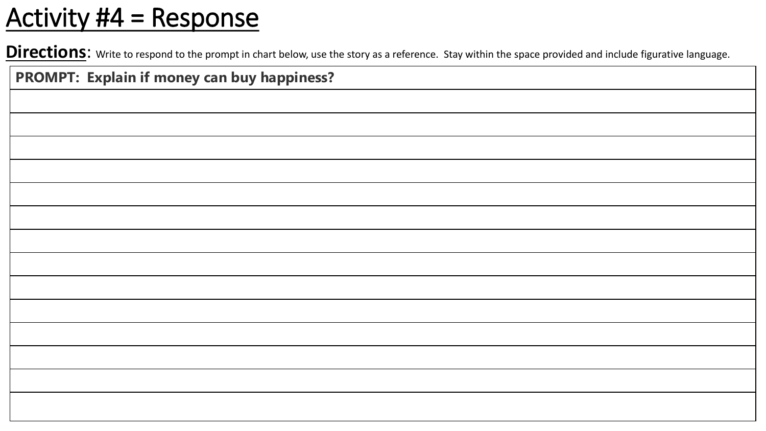# Activity #4 = Response

**Directions**: Write to respond to the prompt in chart below, use the story as a reference. Stay within the space provided and include figurative language.

| **PROMPT: Explain if money can buy happiness?** |
|---|
| |
| |
| |
| |
| |
| |
| |
| |
| |
| |
| |
| |
| |
| |